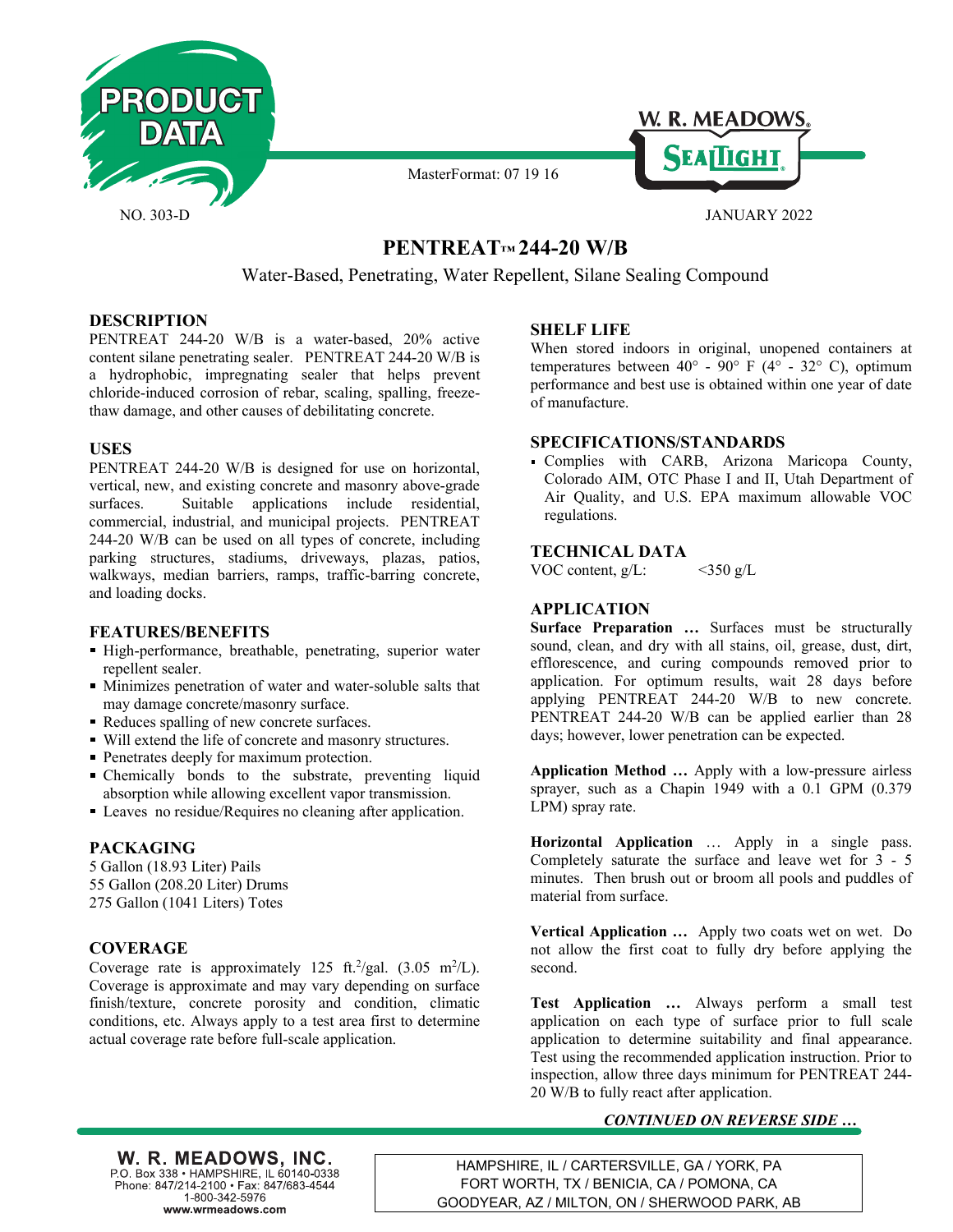PRODUCT DATA

W. R. MEADOWS®

SEALTIGHT®

MasterFormat: 07 19 16

NO. 303-D

JANUARY 2022

# PENTREAT™ 244-20 W/B

Water-Based, Penetrating, Water Repellent, Silane Sealing Compound

## DESCRIPTION

PENTREAT 244-20 W/B is a water-based, 20% active content silane penetrating sealer. PENTREAT 244-20 W/B is a hydrophobic, impregnating sealer that helps prevent chloride-induced corrosion of rebar, scaling, spalling, freeze-thaw damage, and other causes of debilitating concrete.

## USES

PENTREAT 244-20 W/B is designed for use on horizontal, vertical, new, and existing concrete and masonry above-grade surfaces. Suitable applications include residential, commercial, industrial, and municipal projects. PENTREAT 244-20 W/B can be used on all types of concrete, including parking structures, stadiums, driveways, plazas, patios, walkways, median barriers, ramps, traffic-barring concrete, and loading docks.

## FEATURES/BENEFITS

- High-performance, breathable, penetrating, superior water repellent sealer.
- Minimizes penetration of water and water-soluble salts that may damage concrete/masonry surface.
- Reduces spalling of new concrete surfaces.
- Will extend the life of concrete and masonry structures.
- Penetrates deeply for maximum protection.
- Chemically bonds to the substrate, preventing liquid absorption while allowing excellent vapor transmission.
- Leaves no residue/Requires no cleaning after application.

## PACKAGING

5 Gallon (18.93 Liter) Pails
55 Gallon (208.20 Liter) Drums
275 Gallon (1041 Liters) Totes

## COVERAGE

Coverage rate is approximately 125 ft.$^2$/gal. (3.05 m$^2$/L). Coverage is approximate and may vary depending on surface finish/texture, concrete porosity and condition, climatic conditions, etc. Always apply to a test area first to determine actual coverage rate before full-scale application.

## SHELF LIFE

When stored indoors in original, unopened containers at temperatures between 40° - 90° F (4° - 32° C), optimum performance and best use is obtained within one year of date of manufacture.

## SPECIFICATIONS/STANDARDS

- Complies with CARB, Arizona Maricopa County, Colorado AIM, OTC Phase I and II, Utah Department of Air Quality, and U.S. EPA maximum allowable VOC regulations.

## TECHNICAL DATA

| | |
|---|---|
| VOC content, g/L: | <350 g/L |

## APPLICATION

**Surface Preparation …** Surfaces must be structurally sound, clean, and dry with all stains, oil, grease, dust, dirt, efflorescence, and curing compounds removed prior to application. For optimum results, wait 28 days before applying PENTREAT 244-20 W/B to new concrete. PENTREAT 244-20 W/B can be applied earlier than 28 days; however, lower penetration can be expected.

**Application Method …** Apply with a low-pressure airless sprayer, such as a Chapin 1949 with a 0.1 GPM (0.379 LPM) spray rate.

**Horizontal Application …** Apply in a single pass. Completely saturate the surface and leave wet for 3 - 5 minutes. Then brush out or broom all pools and puddles of material from surface.

**Vertical Application …** Apply two coats wet on wet. Do not allow the first coat to fully dry before applying the second.

**Test Application …** Always perform a small test application on each type of surface prior to full scale application to determine suitability and final appearance. Test using the recommended application instruction. Prior to inspection, allow three days minimum for PENTREAT 244-20 W/B to fully react after application.

*CONTINUED ON REVERSE SIDE …*

**W. R. MEADOWS, INC.**
P.O. Box 338 • HAMPSHIRE, IL 60140-0338
Phone: 847/214-2100 • Fax: 847/683-4544
1-800-342-5976
www.wrmeadows.com

HAMPSHIRE, IL / CARTERSVILLE, GA / YORK, PA
FORT WORTH, TX / BENICIA, CA / POMONA, CA
GOODYEAR, AZ / MILTON, ON / SHERWOOD PARK, AB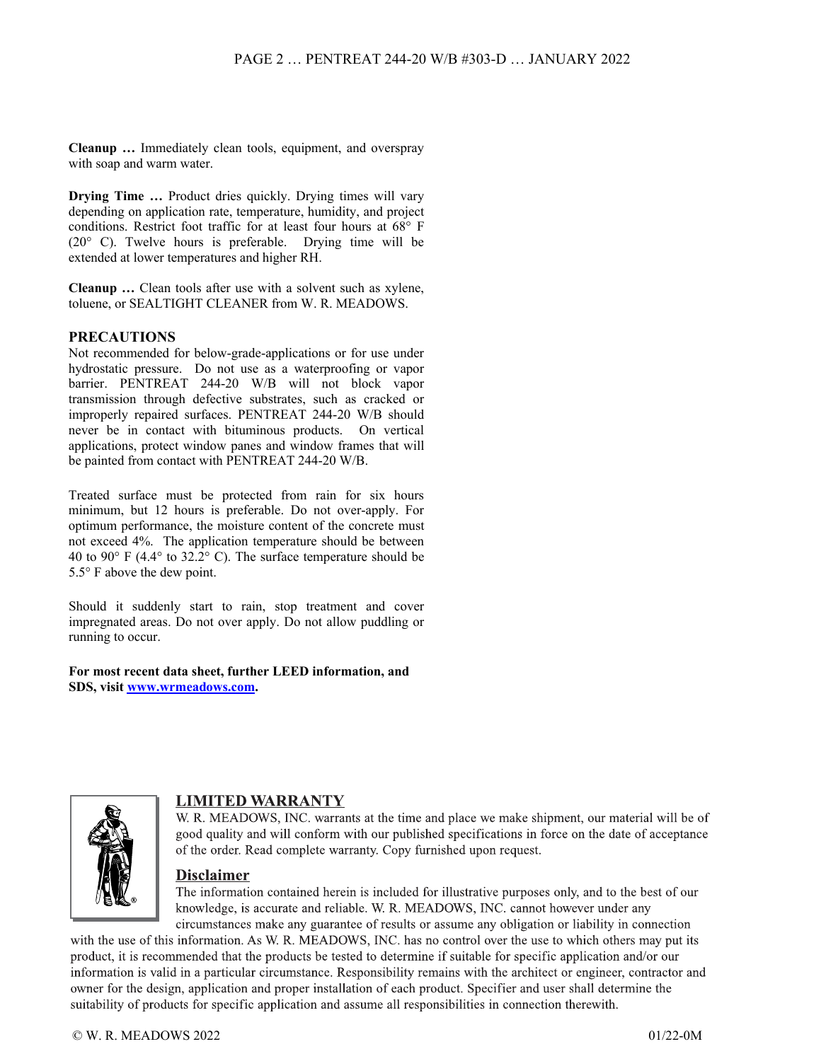**Cleanup …** Immediately clean tools, equipment, and overspray with soap and warm water.

**Drying Time …** Product dries quickly. Drying times will vary depending on application rate, temperature, humidity, and project conditions. Restrict foot traffic for at least four hours at 68° F (20° C). Twelve hours is preferable. Drying time will be extended at lower temperatures and higher RH.

**Cleanup …** Clean tools after use with a solvent such as xylene, toluene, or SEALTIGHT CLEANER from W. R. MEADOWS.

### PRECAUTIONS

Not recommended for below-grade-applications or for use under hydrostatic pressure. Do not use as a waterproofing or vapor barrier. PENTREAT 244-20 W/B will not block vapor transmission through defective substrates, such as cracked or improperly repaired surfaces. PENTREAT 244-20 W/B should never be in contact with bituminous products. On vertical applications, protect window panes and window frames that will be painted from contact with PENTREAT 244-20 W/B.

Treated surface must be protected from rain for six hours minimum, but 12 hours is preferable. Do not over-apply. For optimum performance, the moisture content of the concrete must not exceed 4%. The application temperature should be between 40 to 90° F (4.4° to 32.2° C). The surface temperature should be 5.5° F above the dew point.

Should it suddenly start to rain, stop treatment and cover impregnated areas. Do not over apply. Do not allow puddling or running to occur.

**For most recent data sheet, further LEED information, and SDS, visit [www.wrmeadows.com](http://www.wrmeadows.com).**

## LIMITED WARRANTY

W. R. MEADOWS, INC. warrants at the time and place we make shipment, our material will be of good quality and will conform with our published specifications in force on the date of acceptance of the order. Read complete warranty. Copy furnished upon request.

## Disclaimer

The information contained herein is included for illustrative purposes only, and to the best of our knowledge, is accurate and reliable. W. R. MEADOWS, INC. cannot however under any circumstances make any guarantee of results or assume any obligation or liability in connection with the use of this information. As W. R. MEADOWS, INC. has no control over the use to which others may put its product, it is recommended that the products be tested to determine if suitable for specific application and/or our information is valid in a particular circumstance. Responsibility remains with the architect or engineer, contractor and owner for the design, application and proper installation of each product. Specifier and user shall determine the suitability of products for specific application and assume all responsibilities in connection therewith.

© W. R. MEADOWS 2022 01/22-0M